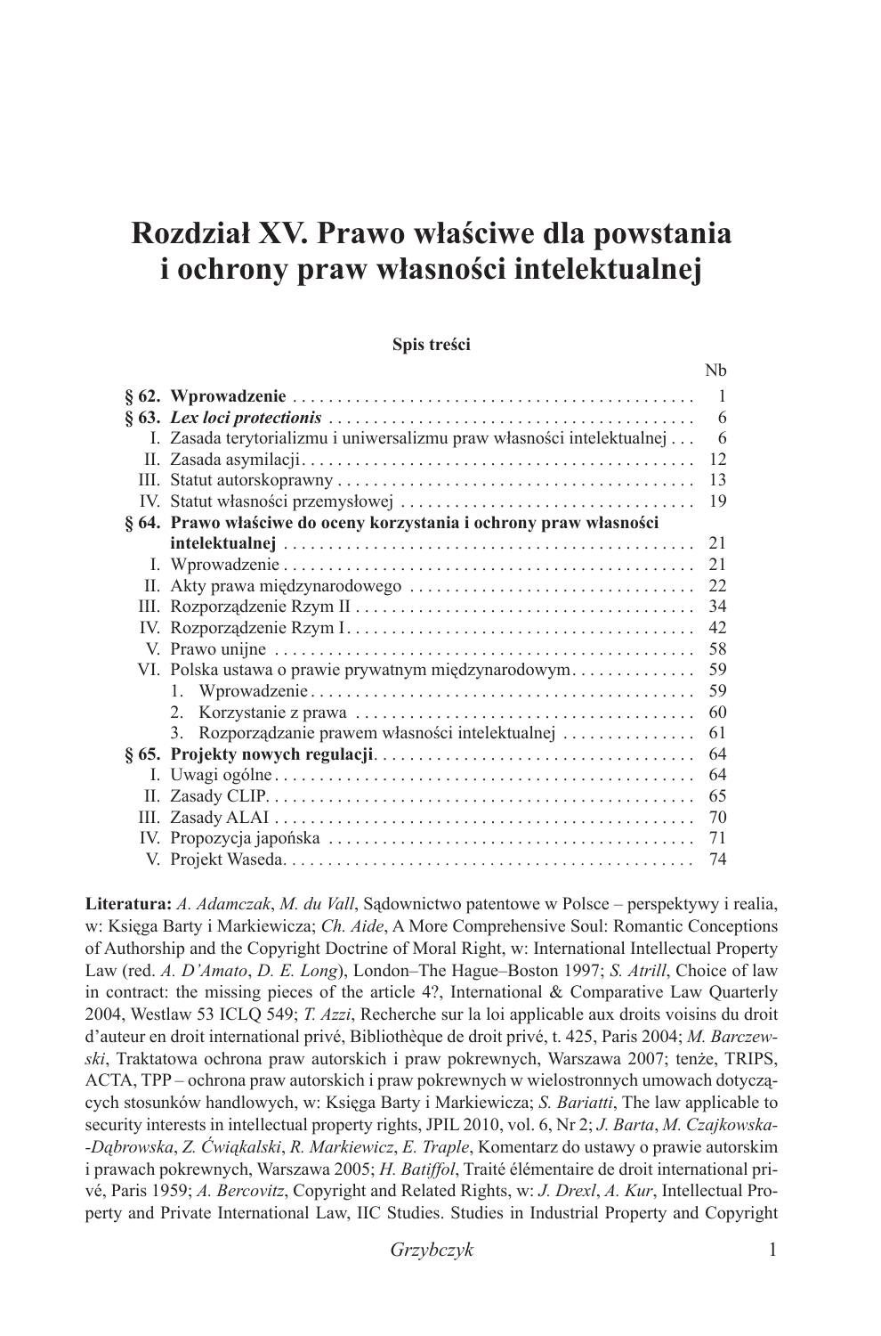# Rozdział XV. Prawo właściwe dla powstania i ochrony praw własności intelektualnej

**Spis treści**

| | | Nb |
|---|---|---|
| **§ 62.** | **Wprowadzenie** | 1 |
| **§ 63.** | ***Lex loci protectionis*** | 6 |
| I. | Zasada terytorializmu i uniwersalizmu praw własności intelektualnej | 6 |
| II. | Zasada asymilacji | 12 |
| III. | Statut autorskoprawny | 13 |
| IV. | Statut własności przemysłowej | 19 |
| **§ 64.** | **Prawo właściwe do oceny korzystania i ochrony praw własności intelektualnej** | 21 |
| I. | Wprowadzenie | 21 |
| II. | Akty prawa międzynarodowego | 22 |
| III. | Rozporządzenie Rzym II | 34 |
| IV. | Rozporządzenie Rzym I | 42 |
| V. | Prawo unijne | 58 |
| VI. | Polska ustawa o prawie prywatnym międzynarodowym | 59 |
| | 1. Wprowadzenie | 59 |
| | 2. Korzystanie z prawa | 60 |
| | 3. Rozporządzanie prawem własności intelektualnej | 61 |
| **§ 65.** | **Projekty nowych regulacji** | 64 |
| I. | Uwagi ogólne | 64 |
| II. | Zasady CLIP | 65 |
| III. | Zasady ALAI | 70 |
| IV. | Propozycja japońska | 71 |
| V. | Projekt Waseda | 74 |

**Literatura:** *A. Adamczak*, *M. du Vall*, Sądownictwo patentowe w Polsce – perspektywy i realia, w: Księga Barty i Markiewicza; *Ch. Aide*, A More Comprehensive Soul: Romantic Conceptions of Authorship and the Copyright Doctrine of Moral Right, w: International Intellectual Property Law (red. *A. D'Amato*, *D. E. Long*), London–The Hague–Boston 1997; *S. Atrill*, Choice of law in contract: the missing pieces of the article 4?, International & Comparative Law Quarterly 2004, Westlaw 53 ICLQ 549; *T. Azzi*, Recherche sur la loi applicable aux droits voisins du droit d'auteur en droit international privé, Bibliothèque de droit privé, t. 425, Paris 2004; *M. Barczewski*, Traktatowa ochrona praw autorskich i praw pokrewnych, Warszawa 2007; tenże, TRIPS, ACTA, TPP – ochrona praw autorskich i praw pokrewnych w wielostronnych umowach dotyczących stosunków handlowych, w: Księga Barty i Markiewicza; *S. Bariatti*, The law applicable to security interests in intellectual property rights, JPIL 2010, vol. 6, Nr 2; *J. Barta*, *M. Czajkowska-Dąbrowska*, *Z. Ćwiąkalski*, *R. Markiewicz*, *E. Traple*, Komentarz do ustawy o prawie autorskim i prawach pokrewnych, Warszawa 2005; *H. Batiffol*, Traité élémentaire de droit international privé, Paris 1959; *A. Bercovitz*, Copyright and Related Rights, w: *J. Drexl*, *A. Kur*, Intellectual Property and Private International Law, IIC Studies. Studies in Industrial Property and Copyright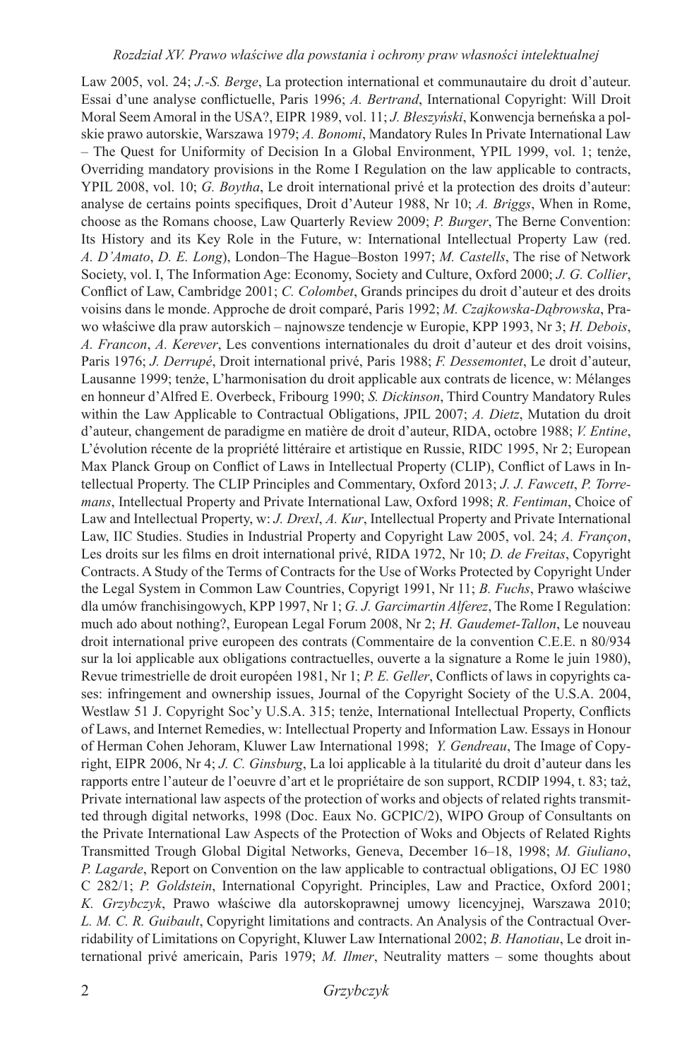Law 2005, vol. 24; *J.-S. Berge*, La protection international et communautaire du droit d'auteur. Essai d'une analyse conflictuelle, Paris 1996; *A. Bertrand*, International Copyright: Will Droit Moral Seem Amoral in the USA?, EIPR 1989, vol. 11; *J. Błeszyński*, Konwencja berneńska a polskie prawo autorskie, Warszawa 1979; *A. Bonomi*, Mandatory Rules In Private International Law – The Quest for Uniformity of Decision In a Global Environment, YPIL 1999, vol. 1; tenże, Overriding mandatory provisions in the Rome I Regulation on the law applicable to contracts, YPIL 2008, vol. 10; *G. Boytha*, Le droit international privé et la protection des droits d'auteur: analyse de certains points specifiques, Droit d'Auteur 1988, Nr 10; *A. Briggs*, When in Rome, choose as the Romans choose, Law Quarterly Review 2009; *P. Burger*, The Berne Convention: Its History and its Key Role in the Future, w: International Intellectual Property Law (red. *A. D'Amato*, *D. E. Long*), London–The Hague–Boston 1997; *M. Castells*, The rise of Network Society, vol. I, The Information Age: Economy, Society and Culture, Oxford 2000; *J. G. Collier*, Conflict of Law, Cambridge 2001; *C. Colombet*, Grands principes du droit d'auteur et des droits voisins dans le monde. Approche de droit comparé, Paris 1992; *M. Czajkowska-Dąbrowska*, Prawo właściwe dla praw autorskich – najnowsze tendencje w Europie, KPP 1993, Nr 3; *H. Debois*, *A. Francon*, *A. Kerever*, Les conventions internationales du droit d'auteur et des droit voisins, Paris 1976; *J. Derrupé*, Droit international privé, Paris 1988; *F. Dessemontet*, Le droit d'auteur, Lausanne 1999; tenże, L'harmonisation du droit applicable aux contrats de licence, w: Mélanges en honneur d'Alfred E. Overbeck, Fribourg 1990; *S. Dickinson*, Third Country Mandatory Rules within the Law Applicable to Contractual Obligations, JPIL 2007; *A. Dietz*, Mutation du droit d'auteur, changement de paradigme en matière de droit d'auteur, RIDA, octobre 1988; *V. Entine*, L'évolution récente de la propriété littéraire et artistique en Russie, RIDC 1995, Nr 2; European Max Planck Group on Conflict of Laws in Intellectual Property (CLIP), Conflict of Laws in Intellectual Property. The CLIP Principles and Commentary, Oxford 2013; *J. J. Fawcett*, *P. Torremans*, Intellectual Property and Private International Law, Oxford 1998; *R. Fentiman*, Choice of Law and Intellectual Property, w: *J. Drexl*, *A. Kur*, Intellectual Property and Private International Law, IIC Studies. Studies in Industrial Property and Copyright Law 2005, vol. 24; *A. Françon*, Les droits sur les films en droit international privé, RIDA 1972, Nr 10; *D. de Freitas*, Copyright Contracts. A Study of the Terms of Contracts for the Use of Works Protected by Copyright Under the Legal System in Common Law Countries, Copyrigt 1991, Nr 11; *B. Fuchs*, Prawo właściwe dla umów franchisingowych, KPP 1997, Nr 1; *G. J. Garcimartin Alferez*, The Rome I Regulation: much ado about nothing?, European Legal Forum 2008, Nr 2; *H. Gaudemet-Tallon*, Le nouveau droit international prive europeen des contrats (Commentaire de la convention C.E.E. n 80/934 sur la loi applicable aux obligations contractuelles, ouverte a la signature a Rome le juin 1980), Revue trimestrielle de droit européen 1981, Nr 1; *P. E. Geller*, Conflicts of laws in copyrights cases: infringement and ownership issues, Journal of the Copyright Society of the U.S.A. 2004, Westlaw 51 J. Copyright Soc'y U.S.A. 315; tenże, International Intellectual Property, Conflicts of Laws, and Internet Remedies, w: Intellectual Property and Information Law. Essays in Honour of Herman Cohen Jehoram, Kluwer Law International 1998; *Y. Gendreau*, The Image of Copyright, EIPR 2006, Nr 4; *J. C. Ginsburg*, La loi applicable à la titularité du droit d'auteur dans les rapports entre l'auteur de l'oeuvre d'art et le propriétaire de son support, RCDIP 1994, t. 83; taż, Private international law aspects of the protection of works and objects of related rights transmitted through digital networks, 1998 (Doc. Eaux No. GCPIC/2), WIPO Group of Consultants on the Private International Law Aspects of the Protection of Woks and Objects of Related Rights Transmitted Trough Global Digital Networks, Geneva, December 16–18, 1998; *M. Giuliano*, *P. Lagarde*, Report on Convention on the law applicable to contractual obligations, OJ EC 1980 C 282/1; *P. Goldstein*, International Copyright. Principles, Law and Practice, Oxford 2001; *K. Grzybczyk*, Prawo właściwe dla autorskoprawnej umowy licencyjnej, Warszawa 2010; *L. M. C. R. Guibault*, Copyright limitations and contracts. An Analysis of the Contractual Overridability of Limitations on Copyright, Kluwer Law International 2002; *B. Hanotiau*, Le droit international privé americain, Paris 1979; *M. Ilmer*, Neutrality matters – some thoughts about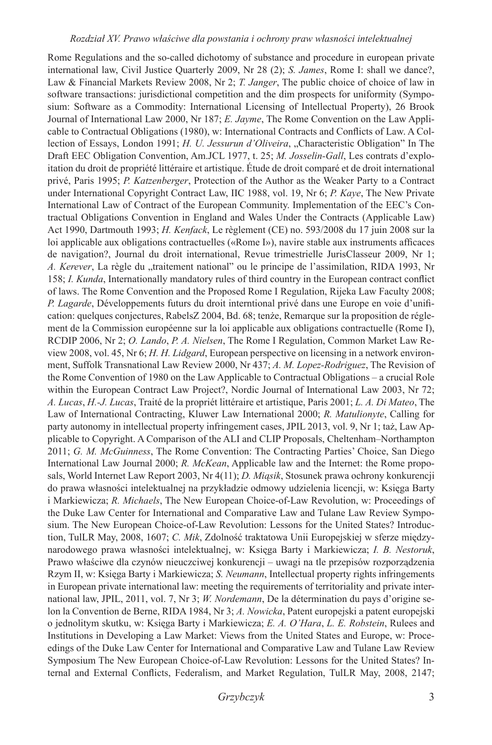Rome Regulations and the so-called dichotomy of substance and procedure in european private international law, Civil Justice Quarterly 2009, Nr 28 (2); *S. James*, Rome I: shall we dance?, Law & Financial Markets Review 2008, Nr 2; *T. Janger*, The public choice of choice of law in software transactions: jurisdictional competition and the dim prospects for uniformity (Symposium: Software as a Commodity: International Licensing of Intellectual Property), 26 Brook Journal of International Law 2000, Nr 187; *E. Jayme*, The Rome Convention on the Law Applicable to Contractual Obligations (1980), w: International Contracts and Conflicts of Law. A Collection of Essays, London 1991; *H. U. Jessurun d'Oliveira*, „Characteristic Obligation" In The Draft EEC Obligation Convention, Am.JCL 1977, t. 25; *M. Josselin-Gall*, Les contrats d'exploitation du droit de propriété littéraire et artistique. Étude de droit comparé et de droit international privé, Paris 1995; *P. Katzenberger*, Protection of the Author as the Weaker Party to a Contract under International Copyright Contract Law, IIC 1988, vol. 19, Nr 6; *P. Kaye*, The New Private International Law of Contract of the European Community. Implementation of the EEC's Contractual Obligations Convention in England and Wales Under the Contracts (Applicable Law) Act 1990, Dartmouth 1993; *H. Kenfack*, Le règlement (CE) no. 593/2008 du 17 juin 2008 sur la loi applicable aux obligations contractuelles («Rome I»), navire stable aux instruments afficaces de navigation?, Journal du droit international, Revue trimestrielle JurisClasseur 2009, Nr 1; *A. Kerever*, La règle du „traitement national" ou le principe de l'assimilation, RIDA 1993, Nr 158; *I. Kunda*, Internationally mandatory rules of third country in the European contract conflict of laws. The Rome Convention and the Proposed Rome I Regulation, Rijeka Law Faculty 2008; *P. Lagarde*, Développements futurs du droit interntional privé dans une Europe en voie d'unification: quelques conjectures, RabelsZ 2004, Bd. 68; tenże, Remarque sur la proposition de réglement de la Commission européenne sur la loi applicable aux obligations contractuelle (Rome I), RCDIP 2006, Nr 2; *O. Lando*, *P. A. Nielsen*, The Rome I Regulation, Common Market Law Review 2008, vol. 45, Nr 6; *H. H. Lidgard*, European perspective on licensing in a network environment, Suffolk Transnational Law Review 2000, Nr 437; *A. M. Lopez-Rodriguez*, The Revision of the Rome Convention of 1980 on the Law Applicable to Contractual Obligations – a crucial Role within the European Contract Law Project?, Nordic Journal of International Law 2003, Nr 72; *A. Lucas*, *H.-J. Lucas*, Traité de la propriét littéraire et artistique, Paris 2001; *L. A. Di Mateo*, The Law of International Contracting, Kluwer Law International 2000; *R. Matulionyte*, Calling for party autonomy in intellectual property infringement cases, JPIL 2013, vol. 9, Nr 1; taż, Law Applicable to Copyright. A Comparison of the ALI and CLIP Proposals, Cheltenham–Northampton 2011; *G. M. McGuinness*, The Rome Convention: The Contracting Parties' Choice, San Diego International Law Journal 2000; *R. McKean*, Applicable law and the Internet: the Rome proposals, World Internet Law Report 2003, Nr 4(11); *D. Miąsik*, Stosunek prawa ochrony konkurencji do prawa własności intelektualnej na przykładzie odmowy udzielenia licencji, w: Księga Barty i Markiewicza; *R. Michaels*, The New European Choice-of-Law Revolution, w: Proceedings of the Duke Law Center for International and Comparative Law and Tulane Law Review Symposium. The New European Choice-of-Law Revolution: Lessons for the United States? Introduction, TulLR May, 2008, 1607; *C. Mik*, Zdolność traktatowa Unii Europejskiej w sferze międzynarodowego prawa własności intelektualnej, w: Księga Barty i Markiewicza; *I. B. Nestoruk*, Prawo właściwe dla czynów nieuczciwej konkurencji – uwagi na tle przepisów rozporządzenia Rzym II, w: Księga Barty i Markiewicza; *S. Neumann*, Intellectual property rights infringements in European private international law: meeting the requirements of territoriality and private international law, JPIL, 2011, vol. 7, Nr 3; *W. Nordemann*, De la détermination du pays d'origine selon la Convention de Berne, RIDA 1984, Nr 3; *A. Nowicka*, Patent europejski a patent europejski o jednolitym skutku, w: Księga Barty i Markiewicza; *E. A. O'Hara*, *L. E. Robstein*, Rulees and Institutions in Developing a Law Market: Views from the United States and Europe, w: Proceedings of the Duke Law Center for International and Comparative Law and Tulane Law Review Symposium The New European Choice-of-Law Revolution: Lessons for the United States? Internal and External Conflicts, Federalism, and Market Regulation, TulLR May, 2008, 2147;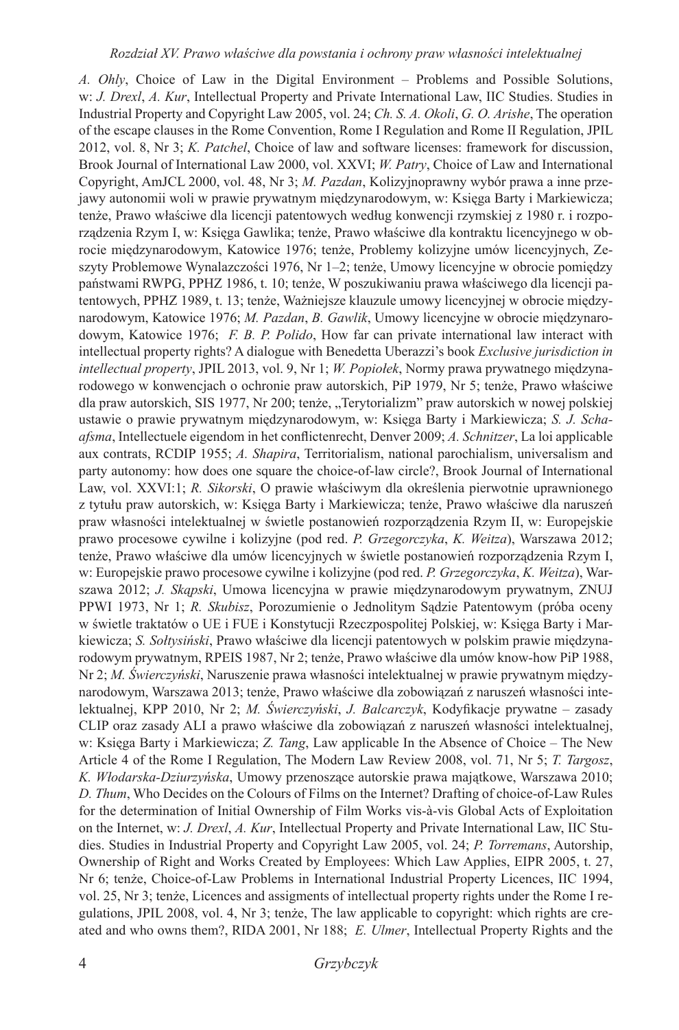*A. Ohly*, Choice of Law in the Digital Environment – Problems and Possible Solutions, w: *J. Drexl*, *A. Kur*, Intellectual Property and Private International Law, IIC Studies. Studies in Industrial Property and Copyright Law 2005, vol. 24; *Ch. S. A. Okoli*, *G. O. Arishe*, The operation of the escape clauses in the Rome Convention, Rome I Regulation and Rome II Regulation, JPIL 2012, vol. 8, Nr 3; *K. Patchel*, Choice of law and software licenses: framework for discussion, Brook Journal of International Law 2000, vol. XXVI; *W. Patry*, Choice of Law and International Copyright, AmJCL 2000, vol. 48, Nr 3; *M. Pazdan*, Kolizyjnoprawny wybór prawa a inne przejawy autonomii woli w prawie prywatnym międzynarodowym, w: Księga Barty i Markiewicza; tenże, Prawo właściwe dla licencji patentowych według konwencji rzymskiej z 1980 r. i rozporządzenia Rzym I, w: Księga Gawlika; tenże, Prawo właściwe dla kontraktu licencyjnego w obrocie międzynarodowym, Katowice 1976; tenże, Problemy kolizyjne umów licencyjnych, Zeszyty Problemowe Wynalazczości 1976, Nr 1–2; tenże, Umowy licencyjne w obrocie pomiędzy państwami RWPG, PPHZ 1986, t. 10; tenże, W poszukiwaniu prawa właściwego dla licencji patentowych, PPHZ 1989, t. 13; tenże, Ważniejsze klauzule umowy licencyjnej w obrocie międzynarodowym, Katowice 1976; *M. Pazdan*, *B. Gawlik*, Umowy licencyjne w obrocie międzynarodowym, Katowice 1976; *F. B. P. Polido*, How far can private international law interact with intellectual property rights? A dialogue with Benedetta Uberazzi's book *Exclusive jurisdiction in intellectual property*, JPIL 2013, vol. 9, Nr 1; *W. Popiołek*, Normy prawa prywatnego międzynarodowego w konwencjach o ochronie praw autorskich, PiP 1979, Nr 5; tenże, Prawo właściwe dla praw autorskich, SIS 1977, Nr 200; tenże, „Terytorializm" praw autorskich w nowej polskiej ustawie o prawie prywatnym międzynarodowym, w: Księga Barty i Markiewicza; *S. J. Schaafsma*, Intellectuele eigendom in het conflictenrecht, Denver 2009; *A. Schnitzer*, La loi applicable aux contrats, RCDIP 1955; *A. Shapira*, Territorialism, national parochialism, universalism and party autonomy: how does one square the choice-of-law circle?, Brook Journal of International Law, vol. XXVI:1; *R. Sikorski*, O prawie właściwym dla określenia pierwotnie uprawnionego z tytułu praw autorskich, w: Księga Barty i Markiewicza; tenże, Prawo właściwe dla naruszeń praw własności intelektualnej w świetle postanowień rozporządzenia Rzym II, w: Europejskie prawo procesowe cywilne i kolizyjne (pod red. *P. Grzegorczyka*, *K. Weitza*), Warszawa 2012; tenże, Prawo właściwe dla umów licencyjnych w świetle postanowień rozporządzenia Rzym I, w: Europejskie prawo procesowe cywilne i kolizyjne (pod red. *P. Grzegorczyka*, *K. Weitza*), Warszawa 2012; *J. Skąpski*, Umowa licencyjna w prawie międzynarodowym prywatnym, ZNUJ PPWI 1973, Nr 1; *R. Skubisz*, Porozumienie o Jednolitym Sądzie Patentowym (próba oceny w świetle traktatów o UE i FUE i Konstytucji Rzeczpospolitej Polskiej, w: Księga Barty i Markiewicza; *S. Sołtysiński*, Prawo właściwe dla licencji patentowych w polskim prawie międzynarodowym prywatnym, RPEIS 1987, Nr 2; tenże, Prawo właściwe dla umów know-how PiP 1988, Nr 2; *M. Świerczyński*, Naruszenie prawa własności intelektualnej w prawie prywatnym międzynarodowym, Warszawa 2013; tenże, Prawo właściwe dla zobowiązań z naruszeń własności intelektualnej, KPP 2010, Nr 2; *M. Świerczyński*, *J. Balcarczyk*, Kodyfikacje prywatne – zasady CLIP oraz zasady ALI a prawo właściwe dla zobowiązań z naruszeń własności intelektualnej, w: Księga Barty i Markiewicza; *Z. Tang*, Law applicable In the Absence of Choice – The New Article 4 of the Rome I Regulation, The Modern Law Review 2008, vol. 71, Nr 5; *T. Targosz*, *K. Włodarska-Dziurzyńska*, Umowy przenoszące autorskie prawa majątkowe, Warszawa 2010; *D. Thum*, Who Decides on the Colours of Films on the Internet? Drafting of choice-of-Law Rules for the determination of Initial Ownership of Film Works vis-à-vis Global Acts of Exploitation on the Internet, w: *J. Drexl*, *A. Kur*, Intellectual Property and Private International Law, IIC Studies. Studies in Industrial Property and Copyright Law 2005, vol. 24; *P. Torremans*, Autorship, Ownership of Right and Works Created by Employees: Which Law Applies, EIPR 2005, t. 27, Nr 6; tenże, Choice-of-Law Problems in International Industrial Property Licences, IIC 1994, vol. 25, Nr 3; tenże, Licences and assigments of intellectual property rights under the Rome I regulations, JPIL 2008, vol. 4, Nr 3; tenże, The law applicable to copyright: which rights are created and who owns them?, RIDA 2001, Nr 188; *E. Ulmer*, Intellectual Property Rights and the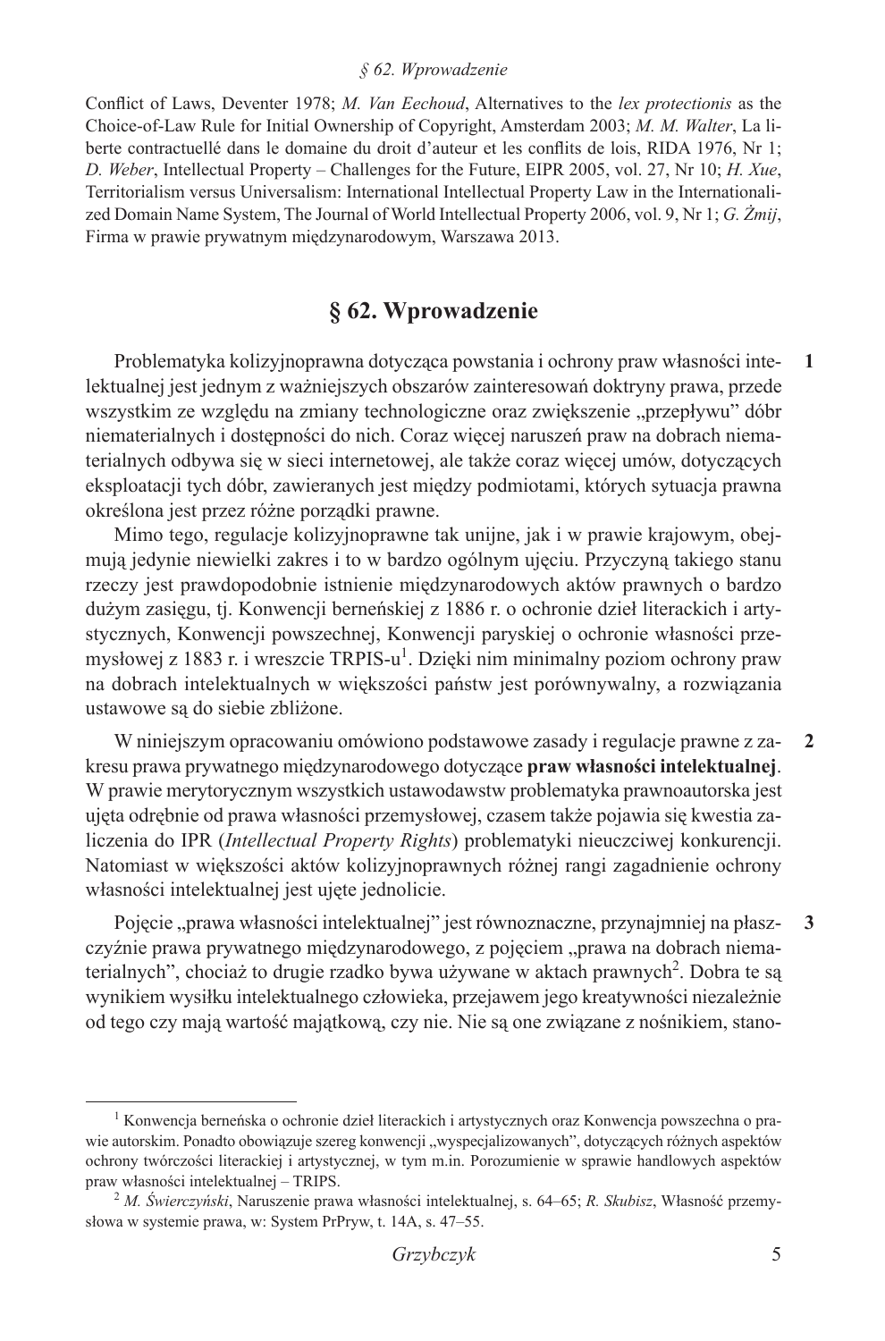Conflict of Laws, Deventer 1978; *M. Van Eechoud*, Alternatives to the *lex protectionis* as the Choice-of-Law Rule for Initial Ownership of Copyright, Amsterdam 2003; *M. M. Walter*, La liberte contractuellé dans le domaine du droit d'auteur et les conflits de lois, RIDA 1976, Nr 1; *D. Weber*, Intellectual Property – Challenges for the Future, EIPR 2005, vol. 27, Nr 10; *H. Xue*, Territorialism versus Universalism: International Intellectual Property Law in the Internationalized Domain Name System, The Journal of World Intellectual Property 2006, vol. 9, Nr 1; *G. Żmij*, Firma w prawie prywatnym międzynarodowym, Warszawa 2013.

## § 62. Wprowadzenie

**1** Problematyka kolizyjnoprawna dotycząca powstania i ochrony praw własności intelektualnej jest jednym z ważniejszych obszarów zainteresowań doktryny prawa, przede wszystkim ze względu na zmiany technologiczne oraz zwiększenie „przepływu" dóbr niematerialnych i dostępności do nich. Coraz więcej naruszeń praw na dobrach niematerialnych odbywa się w sieci internetowej, ale także coraz więcej umów, dotyczących eksploatacji tych dóbr, zawieranych jest między podmiotami, których sytuacja prawna określona jest przez różne porządki prawne.

Mimo tego, regulacje kolizyjnoprawne tak unijne, jak i w prawie krajowym, obejmują jedynie niewielki zakres i to w bardzo ogólnym ujęciu. Przyczyną takiego stanu rzeczy jest prawdopodobnie istnienie międzynarodowych aktów prawnych o bardzo dużym zasięgu, tj. Konwencji berneńskiej z 1886 r. o ochronie dzieł literackich i artystycznych, Konwencji powszechnej, Konwencji paryskiej o ochronie własności przemysłowej z 1883 r. i wreszcie TRPIS-u[1]. Dzięki nim minimalny poziom ochrony praw na dobrach intelektualnych w większości państw jest porównywalny, a rozwiązania ustawowe są do siebie zbliżone.

**2** W niniejszym opracowaniu omówiono podstawowe zasady i regulacje prawne z zakresu prawa prywatnego międzynarodowego dotyczące **praw własności intelektualnej**. W prawie merytorycznym wszystkich ustawodawstw problematyka prawnoautorska jest ujęta odrębnie od prawa własności przemysłowej, czasem także pojawia się kwestia zaliczenia do IPR (*Intellectual Property Rights*) problematyki nieuczciwej konkurencji. Natomiast w większości aktów kolizyjnoprawnych różnej rangi zagadnienie ochrony własności intelektualnej jest ujęte jednolicie.

**3** Pojęcie „prawa własności intelektualnej" jest równoznaczne, przynajmniej na płaszczyźnie prawa prywatnego międzynarodowego, z pojęciem „prawa na dobrach niematerialnych", chociaż to drugie rzadko bywa używane w aktach prawnych[2]. Dobra te są wynikiem wysiłku intelektualnego człowieka, przejawem jego kreatywności niezależnie od tego czy mają wartość majątkową, czy nie. Nie są one związane z nośnikiem, stano-

---

[1] Konwencja berneńska o ochronie dzieł literackich i artystycznych oraz Konwencja powszechna o prawie autorskim. Ponadto obowiązuje szereg konwencji „wyspecjalizowanych", dotyczących różnych aspektów ochrony twórczości literackiej i artystycznej, w tym m.in. Porozumienie w sprawie handlowych aspektów praw własności intelektualnej – TRIPS.

[2] *M. Świerczyński*, Naruszenie prawa własności intelektualnej, s. 64–65; *R. Skubisz*, Własność przemysłowa w systemie prawa, w: System PrPryw, t. 14A, s. 47–55.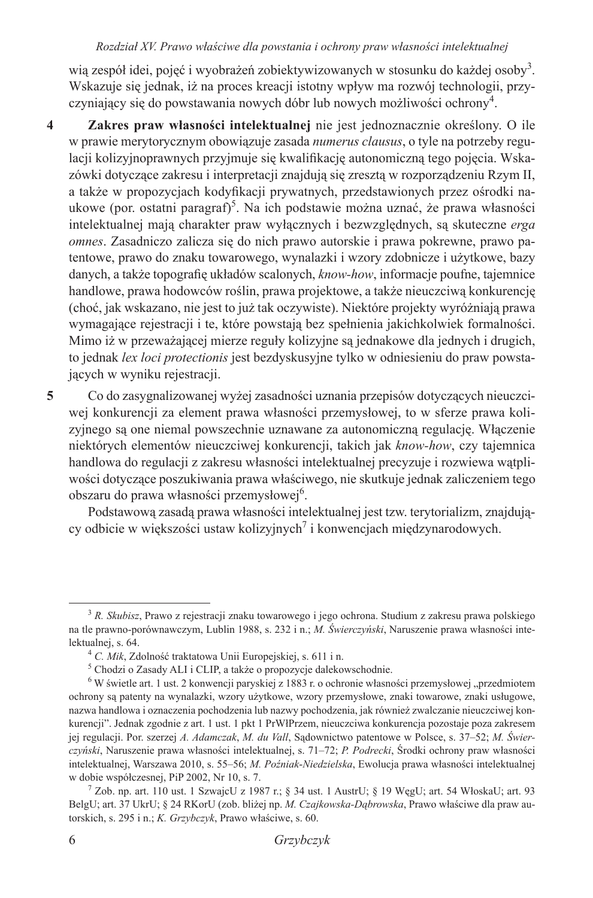wią zespół idei, pojęć i wyobrażeń zobiektywizowanych w stosunku do każdej osoby[3]. Wskazuje się jednak, iż na proces kreacji istotny wpływ ma rozwój technologii, przyczyniający się do powstawania nowych dóbr lub nowych możliwości ochrony[4].

**4** **Zakres praw własności intelektualnej** nie jest jednoznacznie określony. O ile w prawie merytorycznym obowiązuje zasada *numerus clausus*, o tyle na potrzeby regulacji kolizyjnoprawnych przyjmuje się kwalifikację autonomiczną tego pojęcia. Wskazówki dotyczące zakresu i interpretacji znajdują się zresztą w rozporządzeniu Rzym II, a także w propozycjach kodyfikacji prywatnych, przedstawionych przez ośrodki naukowe (por. ostatni paragraf)[5]. Na ich podstawie można uznać, że prawa własności intelektualnej mają charakter praw wyłącznych i bezwzględnych, są skuteczne *erga omnes*. Zasadniczo zalicza się do nich prawo autorskie i prawa pokrewne, prawo patentowe, prawo do znaku towarowego, wynalazki i wzory zdobnicze i użytkowe, bazy danych, a także topografię układów scalonych, *know-how*, informacje poufne, tajemnice handlowe, prawa hodowców roślin, prawa projektowe, a także nieuczciwą konkurencję (choć, jak wskazano, nie jest to już tak oczywiste). Niektóre projekty wyróżniają prawa wymagające rejestracji i te, które powstają bez spełnienia jakichkolwiek formalności. Mimo iż w przeważającej mierze reguły kolizyjne są jednakowe dla jednych i drugich, to jednak *lex loci protectionis* jest bezdyskusyjne tylko w odniesieniu do praw powstających w wyniku rejestracji.

**5** Co do zasygnalizowanej wyżej zasadności uznania przepisów dotyczących nieuczciwej konkurencji za element prawa własności przemysłowej, to w sferze prawa kolizyjnego są one niemal powszechnie uznawane za autonomiczną regulację. Włączenie niektórych elementów nieuczciwej konkurencji, takich jak *know-how*, czy tajemnica handlowa do regulacji z zakresu własności intelektualnej precyzuje i rozwiewa wątpliwości dotyczące poszukiwania prawa właściwego, nie skutkuje jednak zaliczeniem tego obszaru do prawa własności przemysłowej[6].

Podstawową zasadą prawa własności intelektualnej jest tzw. terytorializm, znajdujący odbicie w większości ustaw kolizyjnych[7] i konwencjach międzynarodowych.

---

[3] *R. Skubisz*, Prawo z rejestracji znaku towarowego i jego ochrona. Studium z zakresu prawa polskiego na tle prawno-porównawczym, Lublin 1988, s. 232 i n.; *M. Świerczyński*, Naruszenie prawa własności intelektualnej, s. 64.

[4] *C. Mik*, Zdolność traktatowa Unii Europejskiej, s. 611 i n.

[5] Chodzi o Zasady ALI i CLIP, a także o propozycje dalekowschodnie.

[6] W świetle art. 1 ust. 2 konwencji paryskiej z 1883 r. o ochronie własności przemysłowej „przedmiotem ochrony są patenty na wynalazki, wzory użytkowe, wzory przemysłowe, znaki towarowe, znaki usługowe, nazwa handlowa i oznaczenia pochodzenia lub nazwy pochodzenia, jak również zwalczanie nieuczciwej konkurencji". Jednak zgodnie z art. 1 ust. 1 pkt 1 PrWłPrzem, nieuczciwa konkurencja pozostaje poza zakresem jej regulacji. Por. szerzej *A. Adamczak*, *M. du Vall*, Sądownictwo patentowe w Polsce, s. 37–52; *M. Świerczyński*, Naruszenie prawa własności intelektualnej, s. 71–72; *P. Podrecki*, Środki ochrony praw własności intelektualnej, Warszawa 2010, s. 55–56; *M. Poźniak-Niedzielska*, Ewolucja prawa własności intelektualnej w dobie współczesnej, PiP 2002, Nr 10, s. 7.

[7] Zob. np. art. 110 ust. 1 SzwajcU z 1987 r.; § 34 ust. 1 AustrU; § 19 WęgU; art. 54 WłoskaU; art. 93 BelgU; art. 37 UkrU; § 24 RKorU (zob. bliżej np. *M. Czajkowska-Dąbrowska*, Prawo właściwe dla praw autorskich, s. 295 i n.; *K. Grzybczyk*, Prawo właściwe, s. 60.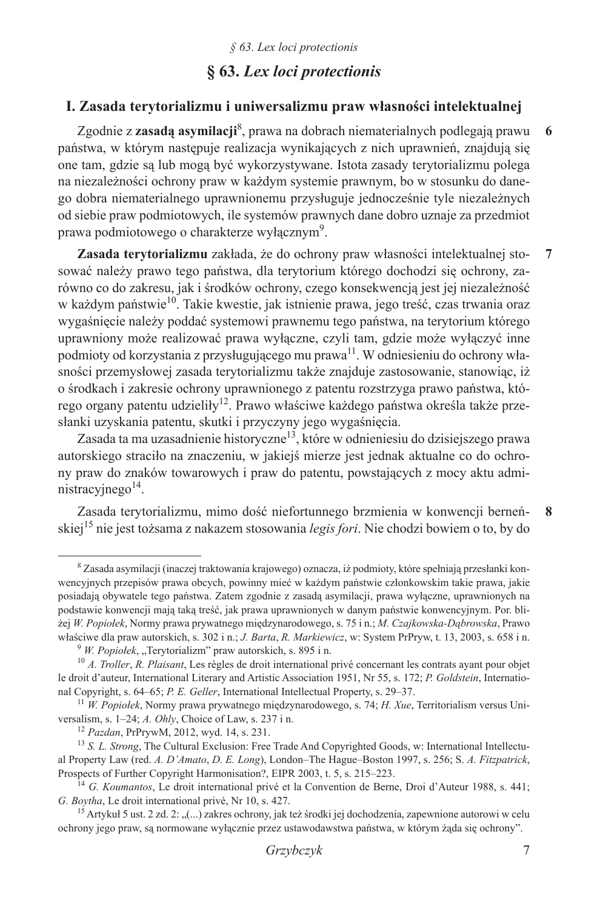## § 63. *Lex loci protectionis*

### I. Zasada terytorializmu i uniwersalizmu praw własności intelektualnej

**6** Zgodnie z **zasadą asymilacji**[8], prawa na dobrach niematerialnych podlegają prawu państwa, w którym następuje realizacja wynikających z nich uprawnień, znajdują się one tam, gdzie są lub mogą być wykorzystywane. Istota zasady terytorializmu polega na niezależności ochrony praw w każdym systemie prawnym, bo w stosunku do danego dobra niematerialnego uprawnionemu przysługuje jednocześnie tyle niezależnych od siebie praw podmiotowych, ile systemów prawnych dane dobro uznaje za przedmiot prawa podmiotowego o charakterze wyłącznym[9].

**7** **Zasada terytorializmu** zakłada, że do ochrony praw własności intelektualnej stosować należy prawo tego państwa, dla terytorium którego dochodzi się ochrony, zarówno co do zakresu, jak i środków ochrony, czego konsekwencją jest jej niezależność w każdym państwie[10]. Takie kwestie, jak istnienie prawa, jego treść, czas trwania oraz wygaśnięcie należy poddać systemowi prawnemu tego państwa, na terytorium którego uprawniony może realizować prawa wyłączne, czyli tam, gdzie może wyłączyć inne podmioty od korzystania z przysługującego mu prawa[11]. W odniesieniu do ochrony własności przemysłowej zasada terytorializmu także znajduje zastosowanie, stanowiąc, iż o środkach i zakresie ochrony uprawnionego z patentu rozstrzyga prawo państwa, którego organy patentu udzieliły[12]. Prawo właściwe każdego państwa określa także przesłanki uzyskania patentu, skutki i przyczyny jego wygaśnięcia.

Zasada ta ma uzasadnienie historyczne[13], które w odniesieniu do dzisiejszego prawa autorskiego straciło na znaczeniu, w jakiejś mierze jest jednak aktualne co do ochrony praw do znaków towarowych i praw do patentu, powstających z mocy aktu administracyjnego[14].

**8** Zasada terytorializmu, mimo dość niefortunnego brzmienia w konwencji berneńskiej[15] nie jest tożsama z nakazem stosowania *legis fori*. Nie chodzi bowiem o to, by do

---

[8] Zasada asymilacji (inaczej traktowania krajowego) oznacza, iż podmioty, które spełniają przesłanki konwencyjnych przepisów prawa obcych, powinny mieć w każdym państwie członkowskim takie prawa, jakie posiadają obywatele tego państwa. Zatem zgodnie z zasadą asymilacji, prawa wyłączne, uprawnionych na podstawie konwencji mają taką treść, jak prawa uprawnionych w danym państwie konwencyjnym. Por. bliżej *W. Popiołek*, Normy prawa prywatnego międzynarodowego, s. 75 i n.; *M. Czajkowska-Dąbrowska*, Prawo właściwe dla praw autorskich, s. 302 i n.; *J. Barta*, *R. Markiewicz*, w: System PrPryw, t. 13, 2003, s. 658 i n.

[9] *W. Popiołek*, „Terytorializm" praw autorskich, s. 895 i n.

[10] *A. Troller*, *R. Plaisant*, Les règles de droit international privé concernant les contrats ayant pour objet le droit d'auteur, International Literary and Artistic Association 1951, Nr 55, s. 172; *P. Goldstein*, International Copyright, s. 64–65; *P. E. Geller*, International Intellectual Property, s. 29–37.

[11] *W. Popiołek*, Normy prawa prywatnego międzynarodowego, s. 74; *H. Xue*, Territorialism versus Universalism, s. 1–24; *A. Ohly*, Choice of Law, s. 237 i n.

[12] *Pazdan*, PrPrywM, 2012, wyd. 14, s. 231.

[13] *S. L. Strong*, The Cultural Exclusion: Free Trade And Copyrighted Goods, w: International Intellectual Property Law (red. *A. D'Amato*, *D. E. Long*), London–The Hague–Boston 1997, s. 256; S. *A. Fitzpatrick*, Prospects of Further Copyright Harmonisation?, EIPR 2003, t. 5, s. 215–223.

[14] *G. Koumantos*, Le droit international privé et la Convention de Berne, Droi d'Auteur 1988, s. 441; *G. Boytha*, Le droit international privé, Nr 10, s. 427.

[15] Artykuł 5 ust. 2 zd. 2: „(...) zakres ochrony, jak też środki jej dochodzenia, zapewnione autorowi w celu ochrony jego praw, są normowane wyłącznie przez ustawodawstwa państwa, w którym żąda się ochrony".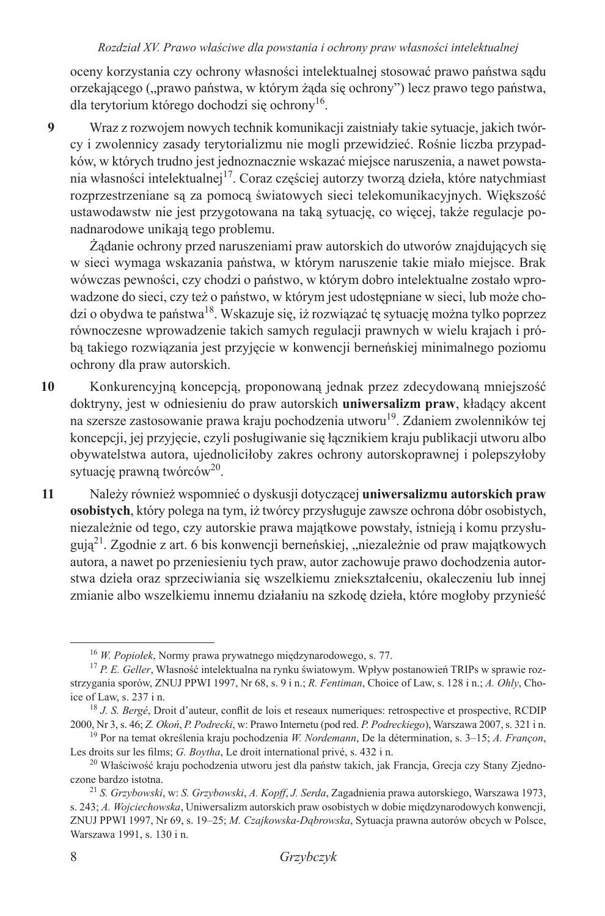oceny korzystania czy ochrony własności intelektualnej stosować prawo państwa sądu orzekającego („prawo państwa, w którym żąda się ochrony") lecz prawo tego państwa, dla terytorium którego dochodzi się ochrony[16].

**9** Wraz z rozwojem nowych technik komunikacji zaistniały takie sytuacje, jakich twórcy i zwolennicy zasady terytorializmu nie mogli przewidzieć. Rośnie liczba przypadków, w których trudno jest jednoznacznie wskazać miejsce naruszenia, a nawet powstania własności intelektualnej[17]. Coraz częściej autorzy tworzą dzieła, które natychmiast rozprzestrzeniane są za pomocą światowych sieci telekomunikacyjnych. Większość ustawodawstw nie jest przygotowana na taką sytuację, co więcej, także regulacje ponadnarodowe unikają tego problemu.

Żądanie ochrony przed naruszeniami praw autorskich do utworów znajdujących się w sieci wymaga wskazania państwa, w którym naruszenie takie miało miejsce. Brak wówczas pewności, czy chodzi o państwo, w którym dobro intelektualne zostało wprowadzone do sieci, czy też o państwo, w którym jest udostępniane w sieci, lub może chodzi o obydwa te państwa[18]. Wskazuje się, iż rozwiązać tę sytuację można tylko poprzez równoczesne wprowadzenie takich samych regulacji prawnych w wielu krajach i próbą takiego rozwiązania jest przyjęcie w konwencji berneńskiej minimalnego poziomu ochrony dla praw autorskich.

**10** Konkurencyjną koncepcją, proponowaną jednak przez zdecydowaną mniejszość doktryny, jest w odniesieniu do praw autorskich **uniwersalizm praw**, kładący akcent na szersze zastosowanie prawa kraju pochodzenia utworu[19]. Zdaniem zwolenników tej koncepcji, jej przyjęcie, czyli posługiwanie się łącznikiem kraju publikacji utworu albo obywatelstwa autora, ujednoliciłoby zakres ochrony autorskoprawnej i polepszyłoby sytuację prawną twórców[20].

**11** Należy również wspomnieć o dyskusji dotyczącej **uniwersalizmu autorskich praw osobistych**, który polega na tym, iż twórcy przysługuje zawsze ochrona dóbr osobistych, niezależnie od tego, czy autorskie prawa majątkowe powstały, istnieją i komu przysługują[21]. Zgodnie z art. 6 bis konwencji berneńskiej, „niezależnie od praw majątkowych autora, a nawet po przeniesieniu tych praw, autor zachowuje prawo dochodzenia autorstwa dzieła oraz sprzeciwiania się wszelkiemu zniekształceniu, okaleczeniu lub innej zmianie albo wszelkiemu innemu działaniu na szkodę dzieła, które mogłoby przynieść

---

[16] *W. Popiołek*, Normy prawa prywatnego międzynarodowego, s. 77.

[17] *P. E. Geller*, Własność intelektualna na rynku światowym. Wpływ postanowień TRIPs w sprawie rozstrzygania sporów, ZNUJ PPWI 1997, Nr 68, s. 9 i n.; *R. Fentiman*, Choice of Law, s. 128 i n.; *A. Ohly*, Choice of Law, s. 237 i n.

[18] *J. S. Bergé*, Droit d'auteur, conflit de lois et reseaux numeriques: retrospective et prospective, RCDIP 2000, Nr 3, s. 46; *Z. Okoń*, *P. Podrecki*, w: Prawo Internetu (pod red. *P. Podreckiego*), Warszawa 2007, s. 321 i n.

[19] Por na temat określenia kraju pochodzenia *W. Nordemann*, De la détermination, s. 3–15; *A. Françon*, Les droits sur les films; *G. Boytha*, Le droit international privé, s. 432 i n.

[20] Właściwość kraju pochodzenia utworu jest dla państw takich, jak Francja, Grecja czy Stany Zjednoczone bardzo istotna.

[21] *S. Grzybowski*, w: *S. Grzybowski*, *A. Kopff*, *J. Serda*, Zagadnienia prawa autorskiego, Warszawa 1973, s. 243; *A. Wojciechowska*, Uniwersalizm autorskich praw osobistych w dobie międzynarodowych konwencji, ZNUJ PPWI 1997, Nr 69, s. 19–25; *M. Czajkowska-Dąbrowska*, Sytuacja prawna autorów obcych w Polsce, Warszawa 1991, s. 130 i n.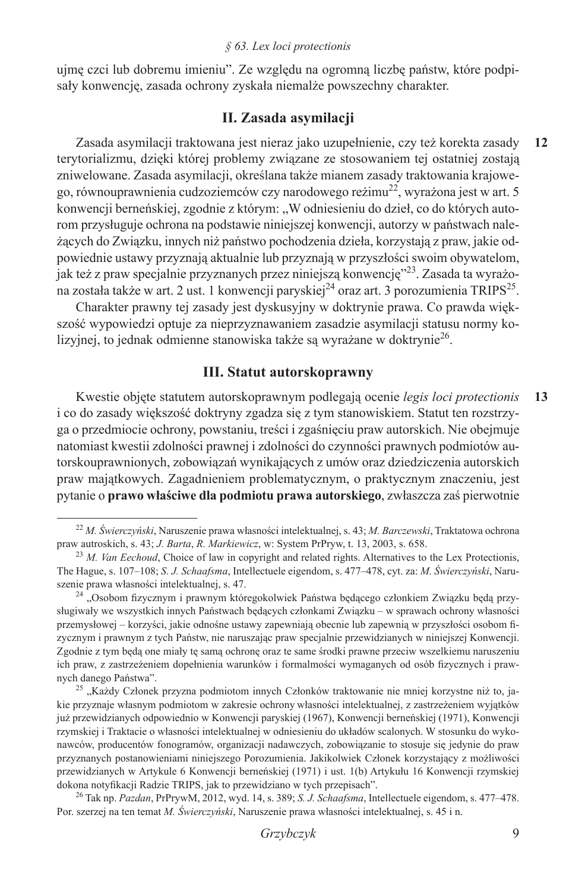ujmę czci lub dobremu imieniu". Ze względu na ogromną liczbę państw, które podpisały konwencję, zasada ochrony zyskała niemalże powszechny charakter.

## II. Zasada asymilacji

12 Zasada asymilacji traktowana jest nieraz jako uzupełnienie, czy też korekta zasady terytorializmu, dzięki której problemy związane ze stosowaniem tej ostatniej zostają zniwelowane. Zasada asymilacji, określana także mianem zasady traktowania krajowego, równouprawnienia cudzoziemców czy narodowego reżimu[22], wyrażona jest w art. 5 konwencji berneńskiej, zgodnie z którym: „W odniesieniu do dzieł, co do których autorom przysługuje ochrona na podstawie niniejszej konwencji, autorzy w państwach należących do Związku, innych niż państwo pochodzenia dzieła, korzystają z praw, jakie odpowiednie ustawy przyznają aktualnie lub przyznają w przyszłości swoim obywatelom, jak też z praw specjalnie przyznanych przez niniejszą konwencję"[23]. Zasada ta wyrażona została także w art. 2 ust. 1 konwencji paryskiej[24] oraz art. 3 porozumienia TRIPS[25].

Charakter prawny tej zasady jest dyskusyjny w doktrynie prawa. Co prawda większość wypowiedzi optuje za nieprzyznawaniem zasadzie asymilacji statusu normy kolizyjnej, to jednak odmienne stanowiska także są wyrażane w doktrynie[26].

## III. Statut autorskoprawny

13 Kwestie objęte statutem autorskoprawnym podlegają ocenie *legis loci protectionis* i co do zasady większość doktryny zgadza się z tym stanowiskiem. Statut ten rozstrzyga o przedmiocie ochrony, powstaniu, treści i zgaśnięciu praw autorskich. Nie obejmuje natomiast kwestii zdolności prawnej i zdolności do czynności prawnych podmiotów autorskouprawnionych, zobowiązań wynikających z umów oraz dziedziczenia autorskich praw majątkowych. Zagadnieniem problematycznym, o praktycznym znaczeniu, jest pytanie o **prawo właściwe dla podmiotu prawa autorskiego**, zwłaszcza zaś pierwotnie

---

[22] *M. Świerczyński*, Naruszenie prawa własności intelektualnej, s. 43; *M. Barczewski*, Traktatowa ochrona praw autroskich, s. 43; *J. Barta*, *R. Markiewicz*, w: System PrPryw, t. 13, 2003, s. 658.

[23] *M. Van Eechoud*, Choice of law in copyright and related rights. Alternatives to the Lex Protectionis, The Hague, s. 107–108; *S. J. Schaafsma*, Intellectuele eigendom, s. 477–478, cyt. za: *M. Świerczyński*, Naruszenie prawa własności intelektualnej, s. 47.

[24] „Osobom fizycznym i prawnym któregokolwiek Państwa będącego członkiem Związku będą przysługiwały we wszystkich innych Państwach będących członkami Związku – w sprawach ochrony własności przemysłowej – korzyści, jakie odnośne ustawy zapewniają obecnie lub zapewnią w przyszłości osobom fizycznym i prawnym z tych Państw, nie naruszając praw specjalnie przewidzianych w niniejszej Konwencji. Zgodnie z tym będą one miały tę samą ochronę oraz te same środki prawne przeciw wszelkiemu naruszeniu ich praw, z zastrzeżeniem dopełnienia warunków i formalności wymaganych od osób fizycznych i prawnych danego Państwa".

[25] „Każdy Członek przyzna podmiotom innych Członków traktowanie nie mniej korzystne niż to, jakie przyznaje własnym podmiotom w zakresie ochrony własności intelektualnej, z zastrzeżeniem wyjątków już przewidzianych odpowiednio w Konwencji paryskiej (1967), Konwencji berneńskiej (1971), Konwencji rzymskiej i Traktacie o własności intelektualnej w odniesieniu do układów scalonych. W stosunku do wykonawców, producentów fonogramów, organizacji nadawczych, zobowiązanie to stosuje się jedynie do praw przyznanych postanowieniami niniejszego Porozumienia. Jakikolwiek Członek korzystający z możliwości przewidzianych w Artykule 6 Konwencji berneńskiej (1971) i ust. 1(b) Artykułu 16 Konwencji rzymskiej dokona notyfikacji Radzie TRIPS, jak to przewidziano w tych przepisach".

[26] Tak np. *Pazdan*, PrPrywM, 2012, wyd. 14, s. 389; *S. J. Schaafsma*, Intellectuele eigendom, s. 477–478. Por. szerzej na ten temat *M. Świerczyński*, Naruszenie prawa własności intelektualnej, s. 45 i n.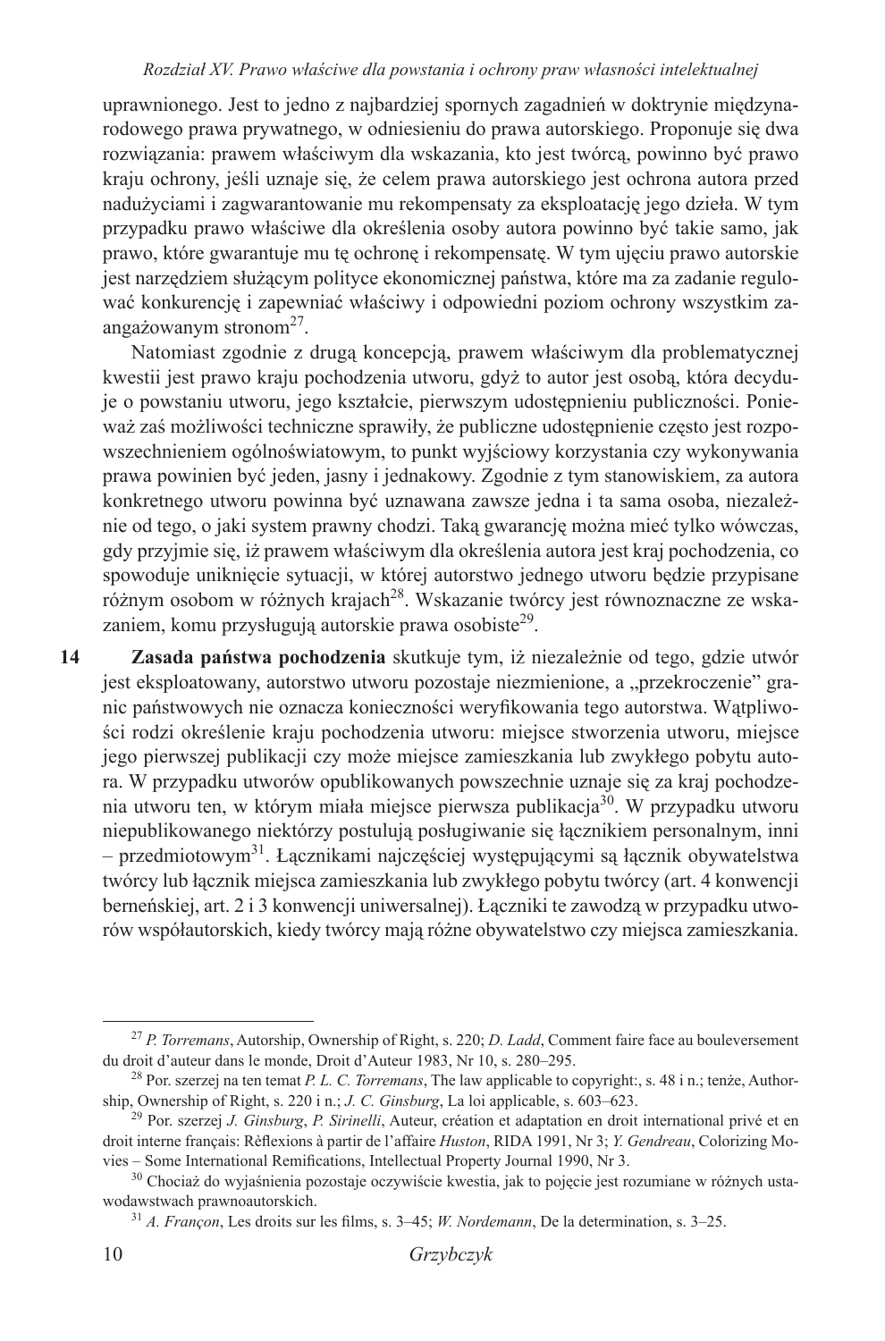uprawnionego. Jest to jedno z najbardziej spornych zagadnień w doktrynie międzynarodowego prawa prywatnego, w odniesieniu do prawa autorskiego. Proponuje się dwa rozwiązania: prawem właściwym dla wskazania, kto jest twórcą, powinno być prawo kraju ochrony, jeśli uznaje się, że celem prawa autorskiego jest ochrona autora przed nadużyciami i zagwarantowanie mu rekompensaty za eksploatację jego dzieła. W tym przypadku prawo właściwe dla określenia osoby autora powinno być takie samo, jak prawo, które gwarantuje mu tę ochronę i rekompensatę. W tym ujęciu prawo autorskie jest narzędziem służącym polityce ekonomicznej państwa, które ma za zadanie regulować konkurencję i zapewniać właściwy i odpowiedni poziom ochrony wszystkim zaangażowanym stronom[27].

Natomiast zgodnie z drugą koncepcją, prawem właściwym dla problematycznej kwestii jest prawo kraju pochodzenia utworu, gdyż to autor jest osobą, która decyduje o powstaniu utworu, jego kształcie, pierwszym udostępnieniu publiczności. Ponieważ zaś możliwości techniczne sprawiły, że publiczne udostępnienie często jest rozpowszechnieniem ogólnoświatowym, to punkt wyjściowy korzystania czy wykonywania prawa powinien być jeden, jasny i jednakowy. Zgodnie z tym stanowiskiem, za autora konkretnego utworu powinna być uznawana zawsze jedna i ta sama osoba, niezależnie od tego, o jaki system prawny chodzi. Taką gwarancję można mieć tylko wówczas, gdy przyjmie się, iż prawem właściwym dla określenia autora jest kraj pochodzenia, co spowoduje uniknięcie sytuacji, w której autorstwo jednego utworu będzie przypisane różnym osobom w różnych krajach[28]. Wskazanie twórcy jest równoznaczne ze wskazaniem, komu przysługują autorskie prawa osobiste[29].

**14** **Zasada państwa pochodzenia** skutkuje tym, iż niezależnie od tego, gdzie utwór jest eksploatowany, autorstwo utworu pozostaje niezmienione, a „przekroczenie" granic państwowych nie oznacza konieczności weryfikowania tego autorstwa. Wątpliwości rodzi określenie kraju pochodzenia utworu: miejsce stworzenia utworu, miejsce jego pierwszej publikacji czy może miejsce zamieszkania lub zwykłego pobytu autora. W przypadku utworów opublikowanych powszechnie uznaje się za kraj pochodzenia utworu ten, w którym miała miejsce pierwsza publikacja[30]. W przypadku utworu niepublikowanego niektórzy postulują posługiwanie się łącznikiem personalnym, inni – przedmiotowym[31]. Łącznikami najczęściej występującymi są łącznik obywatelstwa twórcy lub łącznik miejsca zamieszkania lub zwykłego pobytu twórcy (art. 4 konwencji berneńskiej, art. 2 i 3 konwencji uniwersalnej). Łączniki te zawodzą w przypadku utworów współautorskich, kiedy twórcy mają różne obywatelstwo czy miejsca zamieszkania.

---

[27] *P. Torremans*, Autorship, Ownership of Right, s. 220; *D. Ladd*, Comment faire face au bouleversement du droit d'auteur dans le monde, Droit d'Auteur 1983, Nr 10, s. 280–295.

[28] Por. szerzej na ten temat *P. L. C. Torremans*, The law applicable to copyright:, s. 48 i n.; tenże, Authorship, Ownership of Right, s. 220 i n.; *J. C. Ginsburg*, La loi applicable, s. 603–623.

[29] Por. szerzej *J. Ginsburg*, *P. Sirinelli*, Auteur, création et adaptation en droit international privé et en droit interne français: Rèflexions à partir de l'affaire *Huston*, RIDA 1991, Nr 3; *Y. Gendreau*, Colorizing Movies – Some International Remifications, Intellectual Property Journal 1990, Nr 3.

[30] Chociaż do wyjaśnienia pozostaje oczywiście kwestia, jak to pojęcie jest rozumiane w różnych ustawodawstwach prawnoautorskich.

[31] *A. Françon*, Les droits sur les films, s. 3–45; *W. Nordemann*, De la determination, s. 3–25.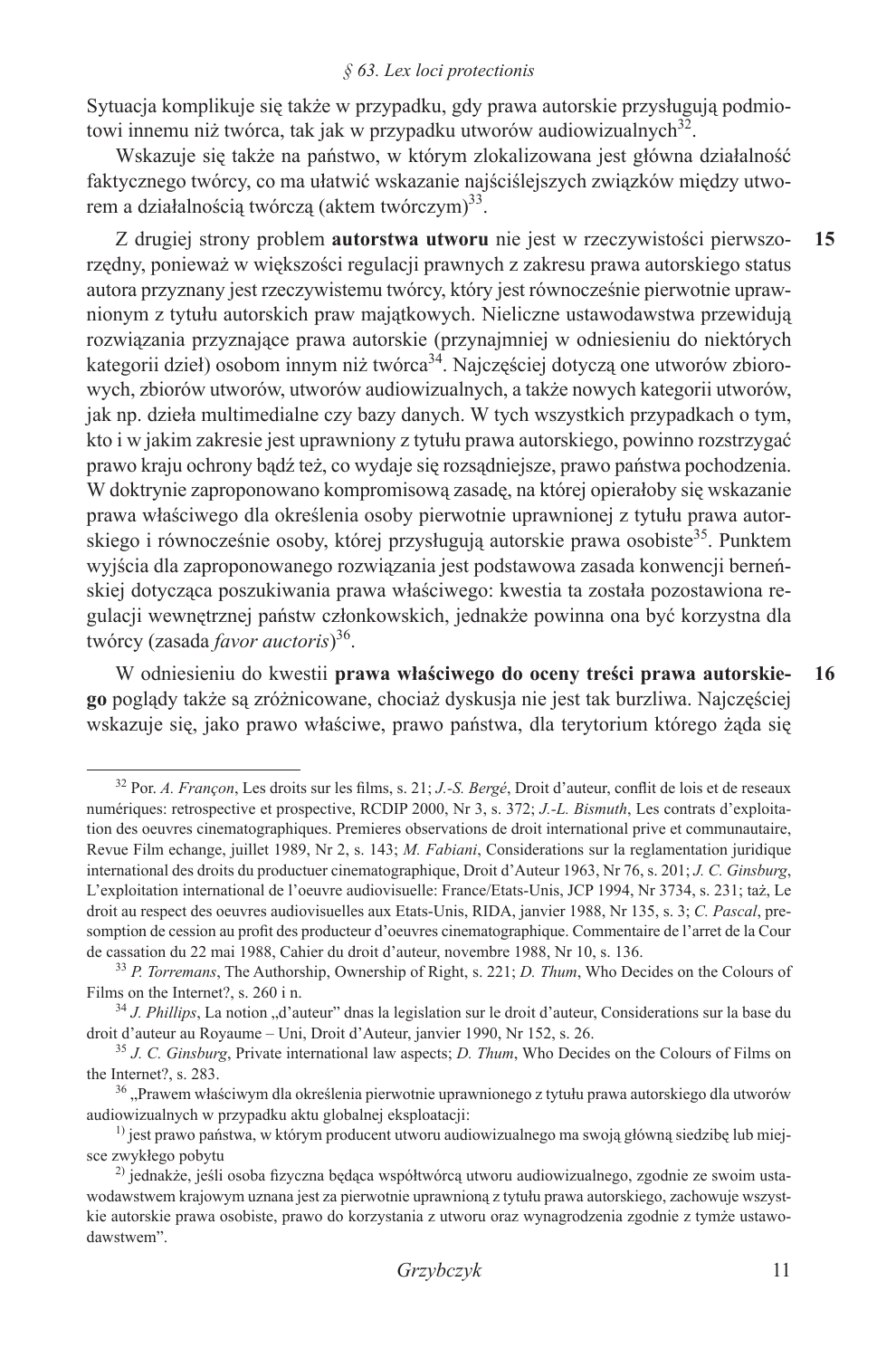Sytuacja komplikuje się także w przypadku, gdy prawa autorskie przysługują podmiotowi innemu niż twórca, tak jak w przypadku utworów audiowizualnych[32].

Wskazuje się także na państwo, w którym zlokalizowana jest główna działalność faktycznego twórcy, co ma ułatwić wskazanie najściślejszych związków między utworem a działalnością twórczą (aktem twórczym)[33].

**15** Z drugiej strony problem **autorstwa utworu** nie jest w rzeczywistości pierwszorzędny, ponieważ w większości regulacji prawnych z zakresu prawa autorskiego status autora przyznany jest rzeczywistemu twórcy, który jest równocześnie pierwotnie uprawnionym z tytułu autorskich praw majątkowych. Nieliczne ustawodawstwa przewidują rozwiązania przyznające prawa autorskie (przynajmniej w odniesieniu do niektórych kategorii dzieł) osobom innym niż twórca[34]. Najczęściej dotyczą one utworów zbiorowych, zbiorów utworów, utworów audiowizualnych, a także nowych kategorii utworów, jak np. dzieła multimedialne czy bazy danych. W tych wszystkich przypadkach o tym, kto i w jakim zakresie jest uprawniony z tytułu prawa autorskiego, powinno rozstrzygać prawo kraju ochrony bądź też, co wydaje się rozsądniejsze, prawo państwa pochodzenia. W doktrynie zaproponowano kompromisową zasadę, na której opierałoby się wskazanie prawa właściwego dla określenia osoby pierwotnie uprawnionej z tytułu prawa autorskiego i równocześnie osoby, której przysługują autorskie prawa osobiste[35]. Punktem wyjścia dla zaproponowanego rozwiązania jest podstawowa zasada konwencji berneńskiej dotycząca poszukiwania prawa właściwego: kwestia ta została pozostawiona regulacji wewnętrznej państw członkowskich, jednakże powinna ona być korzystna dla twórcy (zasada *favor auctoris*)[36].

**16** W odniesieniu do kwestii **prawa właściwego do oceny treści prawa autorskiego** poglądy także są zróżnicowane, chociaż dyskusja nie jest tak burzliwa. Najczęściej wskazuje się, jako prawo właściwe, prawo państwa, dla terytorium którego żąda się

---

[32] Por. *A. Françon*, Les droits sur les films, s. 21; *J.-S. Bergé*, Droit d'auteur, conflit de lois et de reseaux numériques: retrospective et prospective, RCDIP 2000, Nr 3, s. 372; *J.-L. Bismuth*, Les contrats d'exploitation des oeuvres cinematographiques. Premieres observations de droit international prive et communautaire, Revue Film echange, juillet 1989, Nr 2, s. 143; *M. Fabiani*, Considerations sur la reglamentation juridique international des droits du productuer cinematographique, Droit d'Auteur 1963, Nr 76, s. 201; *J. C. Ginsburg*, L'exploitation international de l'oeuvre audiovisuelle: France/Etats-Unis, JCP 1994, Nr 3734, s. 231; taż, Le droit au respect des oeuvres audiovisuelles aux Etats-Unis, RIDA, janvier 1988, Nr 135, s. 3; *C. Pascal*, presomption de cession au profit des producteur d'oeuvres cinematographique. Commentaire de l'arret de la Cour de cassation du 22 mai 1988, Cahier du droit d'auteur, novembre 1988, Nr 10, s. 136.

[33] *P. Torremans*, The Authorship, Ownership of Right, s. 221; *D. Thum*, Who Decides on the Colours of Films on the Internet?, s. 260 i n.

[34] *J. Phillips*, La notion „d'auteur" dnas la legislation sur le droit d'auteur, Considerations sur la base du droit d'auteur au Royaume – Uni, Droit d'Auteur, janvier 1990, Nr 152, s. 26.

[35] *J. C. Ginsburg*, Private international law aspects; *D. Thum*, Who Decides on the Colours of Films on the Internet?, s. 283.

[36] „Prawem właściwym dla określenia pierwotnie uprawnionego z tytułu prawa autorskiego dla utworów audiowizualnych w przypadku aktu globalnej eksploatacji:

1) jest prawo państwa, w którym producent utworu audiowizualnego ma swoją główną siedzibę lub miejsce zwykłego pobytu

2) jednakże, jeśli osoba fizyczna będąca współtwórcą utworu audiowizualnego, zgodnie ze swoim ustawodawstwem krajowym uznana jest za pierwotnie uprawnioną z tytułu prawa autorskiego, zachowuje wszystkie autorskie prawa osobiste, prawo do korzystania z utworu oraz wynagrodzenia zgodnie z tymże ustawodawstwem".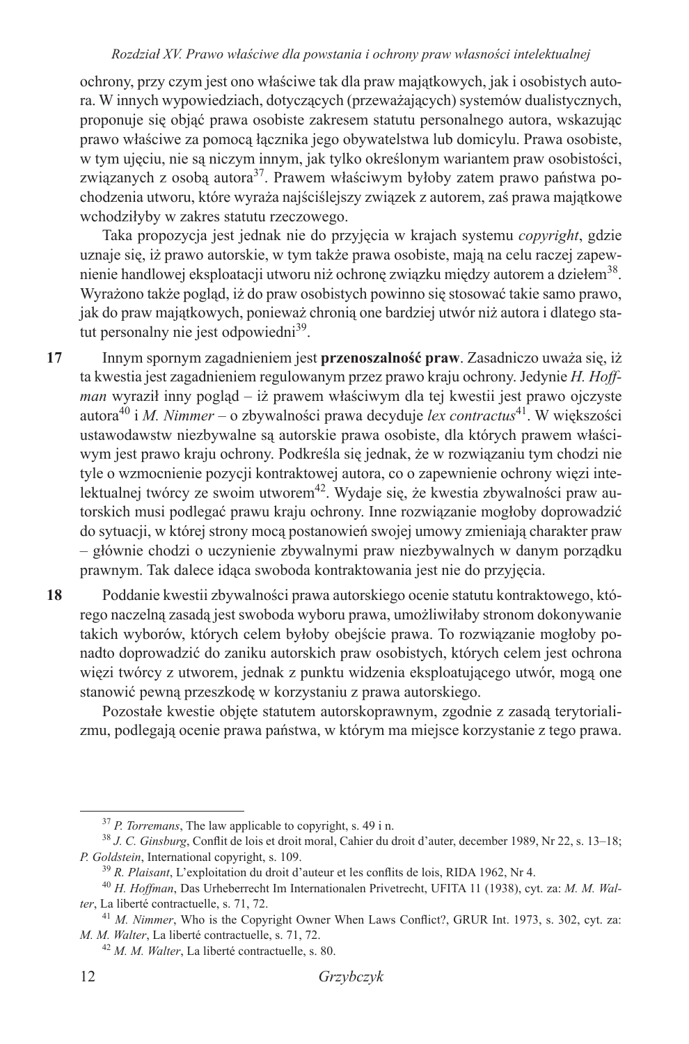ochrony, przy czym jest ono właściwe tak dla praw majątkowych, jak i osobistych autora. W innych wypowiedziach, dotyczących (przeważających) systemów dualistycznych, proponuje się objąć prawa osobiste zakresem statutu personalnego autora, wskazując prawo właściwe za pomocą łącznika jego obywatelstwa lub domicylu. Prawa osobiste, w tym ujęciu, nie są niczym innym, jak tylko określonym wariantem praw osobistości, związanych z osobą autora[37]. Prawem właściwym byłoby zatem prawo państwa pochodzenia utworu, które wyraża najściślejszy związek z autorem, zaś prawa majątkowe wchodziłyby w zakres statutu rzeczowego.

Taka propozycja jest jednak nie do przyjęcia w krajach systemu *copyright*, gdzie uznaje się, iż prawo autorskie, w tym także prawa osobiste, mają na celu raczej zapewnienie handlowej eksploatacji utworu niż ochronę związku między autorem a dziełem[38]. Wyrażono także pogląd, iż do praw osobistych powinno się stosować takie samo prawo, jak do praw majątkowych, ponieważ chronią one bardziej utwór niż autora i dlatego statut personalny nie jest odpowiedni[39].

**17** Innym spornym zagadnieniem jest **przenoszalność praw**. Zasadniczo uważa się, iż ta kwestia jest zagadnieniem regulowanym przez prawo kraju ochrony. Jedynie *H. Hoffman* wyraził inny pogląd – iż prawem właściwym dla tej kwestii jest prawo ojczyste autora[40] i *M. Nimmer* – o zbywalności prawa decyduje *lex contractus*[41]. W większości ustawodawstw niezbywalne są autorskie prawa osobiste, dla których prawem właściwym jest prawo kraju ochrony. Podkreśla się jednak, że w rozwiązaniu tym chodzi nie tyle o wzmocnienie pozycji kontraktowej autora, co o zapewnienie ochrony więzi intelektualnej twórcy ze swoim utworem[42]. Wydaje się, że kwestia zbywalności praw autorskich musi podlegać prawu kraju ochrony. Inne rozwiązanie mogłoby doprowadzić do sytuacji, w której strony mocą postanowień swojej umowy zmieniają charakter praw – głównie chodzi o uczynienie zbywalnymi praw niezbywalnych w danym porządku prawnym. Tak dalece idąca swoboda kontraktowania jest nie do przyjęcia.

**18** Poddanie kwestii zbywalności prawa autorskiego ocenie statutu kontraktowego, którego naczelną zasadą jest swoboda wyboru prawa, umożliwiłaby stronom dokonywanie takich wyborów, których celem byłoby obejście prawa. To rozwiązanie mogłoby ponadto doprowadzić do zaniku autorskich praw osobistych, których celem jest ochrona więzi twórcy z utworem, jednak z punktu widzenia eksploatującego utwór, mogą one stanowić pewną przeszkodę w korzystaniu z prawa autorskiego.

Pozostałe kwestie objęte statutem autorskoprawnym, zgodnie z zasadą terytorializmu, podlegają ocenie prawa państwa, w którym ma miejsce korzystanie z tego prawa.

---

[37] *P. Torremans*, The law applicable to copyright, s. 49 i n.

[38] *J. C. Ginsburg*, Conflit de lois et droit moral, Cahier du droit d'auter, december 1989, Nr 22, s. 13–18; *P. Goldstein*, International copyright, s. 109.

[39] *R. Plaisant*, L'exploitation du droit d'auteur et les conflits de lois, RIDA 1962, Nr 4.

[40] *H. Hoffman*, Das Urheberrecht Im Internationalen Privetrecht, UFITA 11 (1938), cyt. za: *M. M. Walter*, La liberté contractuelle, s. 71, 72.

[41] *M. Nimmer*, Who is the Copyright Owner When Laws Conflict?, GRUR Int. 1973, s. 302, cyt. za: *M. M. Walter*, La liberté contractuelle, s. 71, 72.

[42] *M. M. Walter*, La liberté contractuelle, s. 80.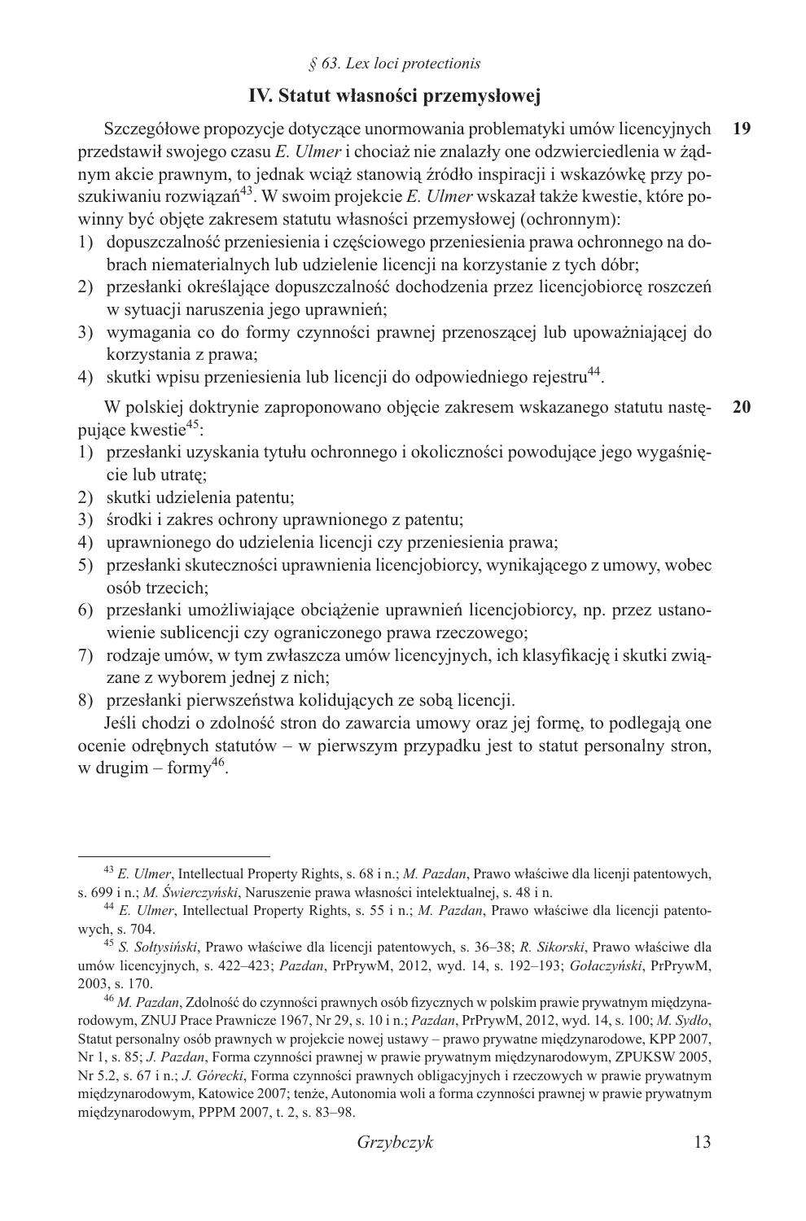## IV. Statut własności przemysłowej

**19** Szczegółowe propozycje dotyczące unormowania problematyki umów licencyjnych przedstawił swojego czasu *E. Ulmer* i chociaż nie znalazły one odzwierciedlenia w żądnym akcie prawnym, to jednak wciąż stanowią źródło inspiracji i wskazówkę przy poszukiwaniu rozwiązań[43]. W swoim projekcie *E. Ulmer* wskazał także kwestie, które powinny być objęte zakresem statutu własności przemysłowej (ochronnym):

1) dopuszczalność przeniesienia i częściowego przeniesienia prawa ochronnego na dobrach niematerialnych lub udzielenie licencji na korzystanie z tych dóbr;
2) przesłanki określające dopuszczalność dochodzenia przez licencjobiorcę roszczeń w sytuacji naruszenia jego uprawnień;
3) wymagania co do formy czynności prawnej przenoszącej lub upoważniającej do korzystania z prawa;
4) skutki wpisu przeniesienia lub licencji do odpowiedniego rejestru[44].

**20** W polskiej doktrynie zaproponowano objęcie zakresem wskazanego statutu następujące kwestie[45]:

1) przesłanki uzyskania tytułu ochronnego i okoliczności powodujące jego wygaśnięcie lub utratę;
2) skutki udzielenia patentu;
3) środki i zakres ochrony uprawnionego z patentu;
4) uprawnionego do udzielenia licencji czy przeniesienia prawa;
5) przesłanki skuteczności uprawnienia licencjobiorcy, wynikającego z umowy, wobec osób trzecich;
6) przesłanki umożliwiające obciążenie uprawnień licencjobiorcy, np. przez ustanowienie sublicencji czy ograniczonego prawa rzeczowego;
7) rodzaje umów, w tym zwłaszcza umów licencyjnych, ich klasyfikację i skutki związane z wyborem jednej z nich;
8) przesłanki pierwszeństwa kolidujących ze sobą licencji.

Jeśli chodzi o zdolność stron do zawarcia umowy oraz jej formę, to podlegają one ocenie odrębnych statutów – w pierwszym przypadku jest to statut personalny stron, w drugim – formy[46].

---

[43] *E. Ulmer*, Intellectual Property Rights, s. 68 i n.; *M. Pazdan*, Prawo właściwe dla licenji patentowych, s. 699 i n.; *M. Świerczyński*, Naruszenie prawa własności intelektualnej, s. 48 i n.

[44] *E. Ulmer*, Intellectual Property Rights, s. 55 i n.; *M. Pazdan*, Prawo właściwe dla licencji patentowych, s. 704.

[45] *S. Sołtysiński*, Prawo właściwe dla licencji patentowych, s. 36–38; *R. Sikorski*, Prawo właściwe dla umów licencyjnych, s. 422–423; *Pazdan*, PrPrywM, 2012, wyd. 14, s. 192–193; *Gołaczyński*, PrPrywM, 2003, s. 170.

[46] *M. Pazdan*, Zdolność do czynności prawnych osób fizycznych w polskim prawie prywatnym międzynarodowym, ZNUJ Prace Prawnicze 1967, Nr 29, s. 10 i n.; *Pazdan*, PrPrywM, 2012, wyd. 14, s. 100; *M. Sydło*, Statut personalny osób prawnych w projekcie nowej ustawy – prawo prywatne międzynarodowe, KPP 2007, Nr 1, s. 85; *J. Pazdan*, Forma czynności prawnej w prawie prywatnym międzynarodowym, ZPUKSW 2005, Nr 5.2, s. 67 i n.; *J. Górecki*, Forma czynności prawnych obligacyjnych i rzeczowych w prawie prywatnym międzynarodowym, Katowice 2007; tenże, Autonomia woli a forma czynności prawnej w prawie prywatnym międzynarodowym, PPPM 2007, t. 2, s. 83–98.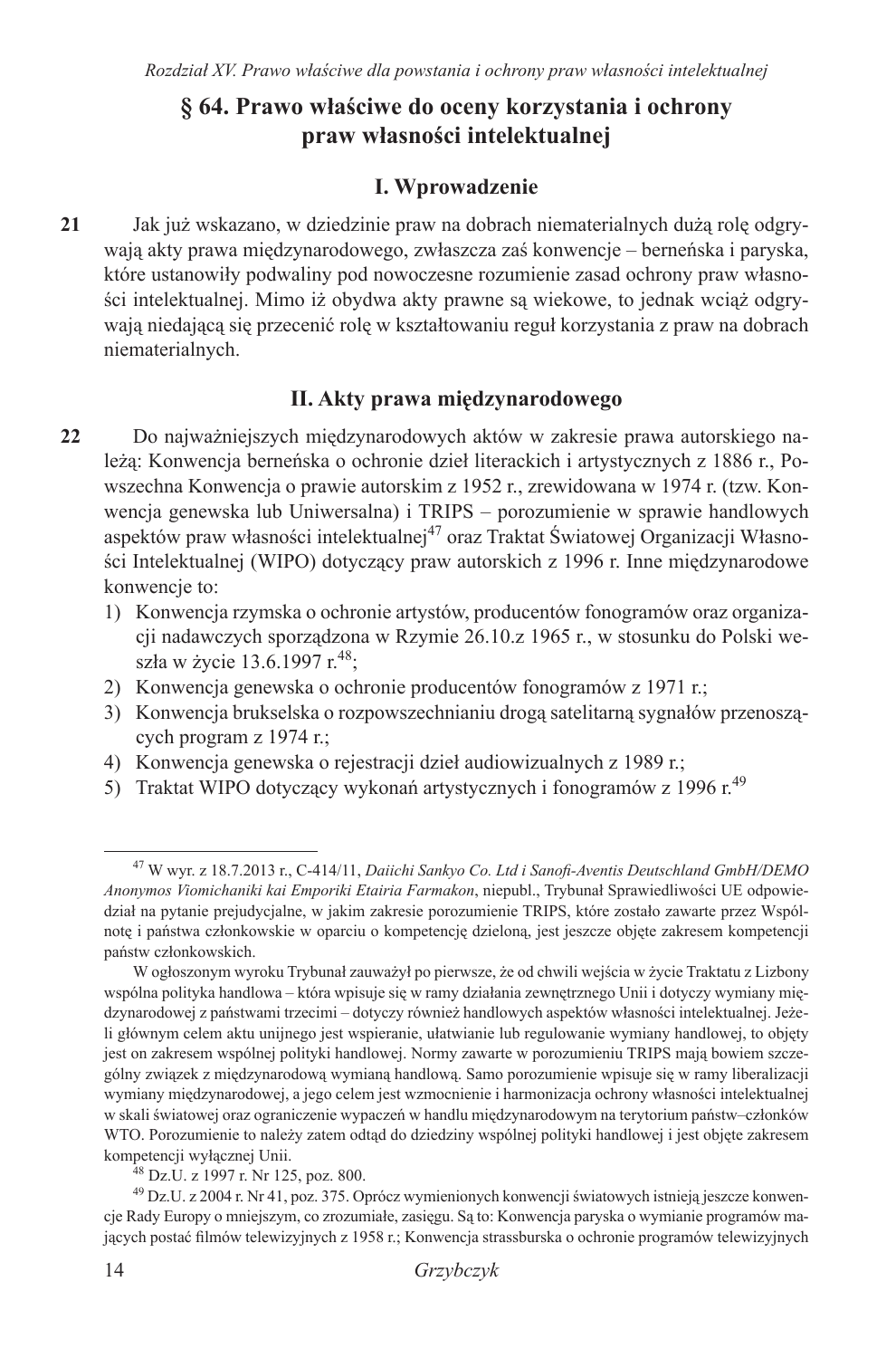## § 64. Prawo właściwe do oceny korzystania i ochrony praw własności intelektualnej

### I. Wprowadzenie

**21** Jak już wskazano, w dziedzinie praw na dobrach niematerialnych dużą rolę odgrywają akty prawa międzynarodowego, zwłaszcza zaś konwencje – berneńska i paryska, które ustanowiły podwaliny pod nowoczesne rozumienie zasad ochrony praw własności intelektualnej. Mimo iż obydwa akty prawne są wiekowe, to jednak wciąż odgrywają niedającą się przecenić rolę w kształtowaniu reguł korzystania z praw na dobrach niematerialnych.

### II. Akty prawa międzynarodowego

**22** Do najważniejszych międzynarodowych aktów w zakresie prawa autorskiego należą: Konwencja berneńska o ochronie dzieł literackich i artystycznych z 1886 r., Powszechna Konwencja o prawie autorskim z 1952 r., zrewidowana w 1974 r. (tzw. Konwencja genewska lub Uniwersalna) i TRIPS – porozumienie w sprawie handlowych aspektów praw własności intelektualnej[47] oraz Traktat Światowej Organizacji Własności Intelektualnej (WIPO) dotyczący praw autorskich z 1996 r. Inne międzynarodowe konwencje to:

1) Konwencja rzymska o ochronie artystów, producentów fonogramów oraz organizacji nadawczych sporządzona w Rzymie 26.10.z 1965 r., w stosunku do Polski weszła w życie 13.6.1997 r.[48];
2) Konwencja genewska o ochronie producentów fonogramów z 1971 r.;
3) Konwencja brukselska o rozpowszechnianiu drogą satelitarną sygnałów przenoszących program z 1974 r.;
4) Konwencja genewska o rejestracji dzieł audiowizualnych z 1989 r.;
5) Traktat WIPO dotyczący wykonań artystycznych i fonogramów z 1996 r.[49]

---

[47] W wyr. z 18.7.2013 r., C-414/11, *Daiichi Sankyo Co. Ltd i Sanofi-Aventis Deutschland GmbH/DEMO Anonymos Viomichaniki kai Emporiki Etairia Farmakon*, niepubl., Trybunał Sprawiedliwości UE odpowiedział na pytanie prejudycjalne, w jakim zakresie porozumienie TRIPS, które zostało zawarte przez Wspólnotę i państwa członkowskie w oparciu o kompetencję dzieloną, jest jeszcze objęte zakresem kompetencji państw członkowskich.

W ogłoszonym wyroku Trybunał zauważył po pierwsze, że od chwili wejścia w życie Traktatu z Lizbony wspólna polityka handlowa – która wpisuje się w ramy działania zewnętrznego Unii i dotyczy wymiany międzynarodowej z państwami trzecimi – dotyczy również handlowych aspektów własności intelektualnej. Jeżeli głównym celem aktu unijnego jest wspieranie, ułatwianie lub regulowanie wymiany handlowej, to objęty jest on zakresem wspólnej polityki handlowej. Normy zawarte w porozumieniu TRIPS mają bowiem szczególny związek z międzynarodową wymianą handlową. Samo porozumienie wpisuje się w ramy liberalizacji wymiany międzynarodowej, a jego celem jest wzmocnienie i harmonizacja ochrony własności intelektualnej w skali światowej oraz ograniczenie wypaczeń w handlu międzynarodowym na terytorium państw–członków WTO. Porozumienie to należy zatem odtąd do dziedziny wspólnej polityki handlowej i jest objęte zakresem kompetencji wyłącznej Unii.

[48] Dz.U. z 1997 r. Nr 125, poz. 800.

[49] Dz.U. z 2004 r. Nr 41, poz. 375. Oprócz wymienionych konwencji światowych istnieją jeszcze konwencje Rady Europy o mniejszym, co zrozumiałe, zasięgu. Są to: Konwencja paryska o wymianie programów mających postać filmów telewizyjnych z 1958 r.; Konwencja strassburska o ochronie programów telewizyjnych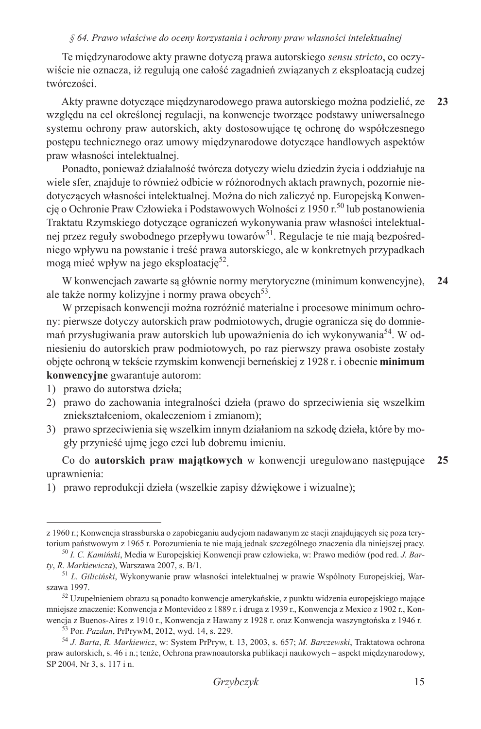Te międzynarodowe akty prawne dotyczą prawa autorskiego *sensu stricto*, co oczywiście nie oznacza, iż regulują one całość zagadnień związanych z eksploatacją cudzej twórczości.

**23** Akty prawne dotyczące międzynarodowego prawa autorskiego można podzielić, ze względu na cel określonej regulacji, na konwencje tworzące podstawy uniwersalnego systemu ochrony praw autorskich, akty dostosowujące tę ochronę do współczesnego postępu technicznego oraz umowy międzynarodowe dotyczące handlowych aspektów praw własności intelektualnej.

Ponadto, ponieważ działalność twórcza dotyczy wielu dziedzin życia i oddziałuje na wiele sfer, znajduje to również odbicie w różnorodnych aktach prawnych, pozornie niedotyczących własności intelektualnej. Można do nich zaliczyć np. Europejską Konwencję o Ochronie Praw Człowieka i Podstawowych Wolności z 1950 r.[50] lub postanowienia Traktatu Rzymskiego dotyczące ograniczeń wykonywania praw własności intelektualnej przez reguły swobodnego przepływu towarów[51]. Regulacje te nie mają bezpośredniego wpływu na powstanie i treść prawa autorskiego, ale w konkretnych przypadkach mogą mieć wpływ na jego eksploatację[52].

**24** W konwencjach zawarte są głównie normy merytoryczne (minimum konwencyjne), ale także normy kolizyjne i normy prawa obcych[53].

W przepisach konwencji można rozróżnić materialne i procesowe minimum ochrony: pierwsze dotyczy autorskich praw podmiotowych, drugie ogranicza się do domniemań przysługiwania praw autorskich lub upoważnienia do ich wykonywania[54]. W odniesieniu do autorskich praw podmiotowych, po raz pierwszy prawa osobiste zostały objęte ochroną w tekście rzymskim konwencji berneńskiej z 1928 r. i obecnie **minimum konwencyjne** gwarantuje autorom:

1) prawo do autorstwa dzieła;
2) prawo do zachowania integralności dzieła (prawo do sprzeciwienia się wszelkim zniekształceniom, okaleczeniom i zmianom);
3) prawo sprzeciwienia się wszelkim innym działaniom na szkodę dzieła, które by mogły przynieść ujmę jego czci lub dobremu imieniu.

**25** Co do **autorskich praw majątkowych** w konwencji uregulowano następujące uprawnienia:

1) prawo reprodukcji dzieła (wszelkie zapisy dźwiękowe i wizualne);

---

z 1960 r.; Konwencja strassburska o zapobieganiu audycjom nadawanym ze stacji znajdujących się poza terytorium państwowym z 1965 r. Porozumienia te nie mają jednak szczególnego znaczenia dla niniejszej pracy.

[50] *I. C. Kamiński*, Media w Europejskiej Konwencji praw człowieka, w: Prawo mediów (pod red. *J. Barty*, *R. Markiewicza*), Warszawa 2007, s. B/1.

[51] *L. Giliciński*, Wykonywanie praw własności intelektualnej w prawie Wspólnoty Europejskiej, Warszawa 1997.

[52] Uzupełnieniem obrazu są ponadto konwencje amerykańskie, z punktu widzenia europejskiego mające mniejsze znaczenie: Konwencja z Montevideo z 1889 r. i druga z 1939 r., Konwencja z Mexico z 1902 r., Konwencja z Buenos-Aires z 1910 r., Konwencja z Hawany z 1928 r. oraz Konwencja waszyngtońska z 1946 r.

[53] Por. *Pazdan*, PrPrywM, 2012, wyd. 14, s. 229.

[54] *J. Barta*, *R. Markiewicz*, w: System PrPryw, t. 13, 2003, s. 657; *M. Barczewski*, Traktatowa ochrona praw autorskich, s. 46 i n.; tenże, Ochrona prawnoautorska publikacji naukowych – aspekt międzynarodowy, SP 2004, Nr 3, s. 117 i n.